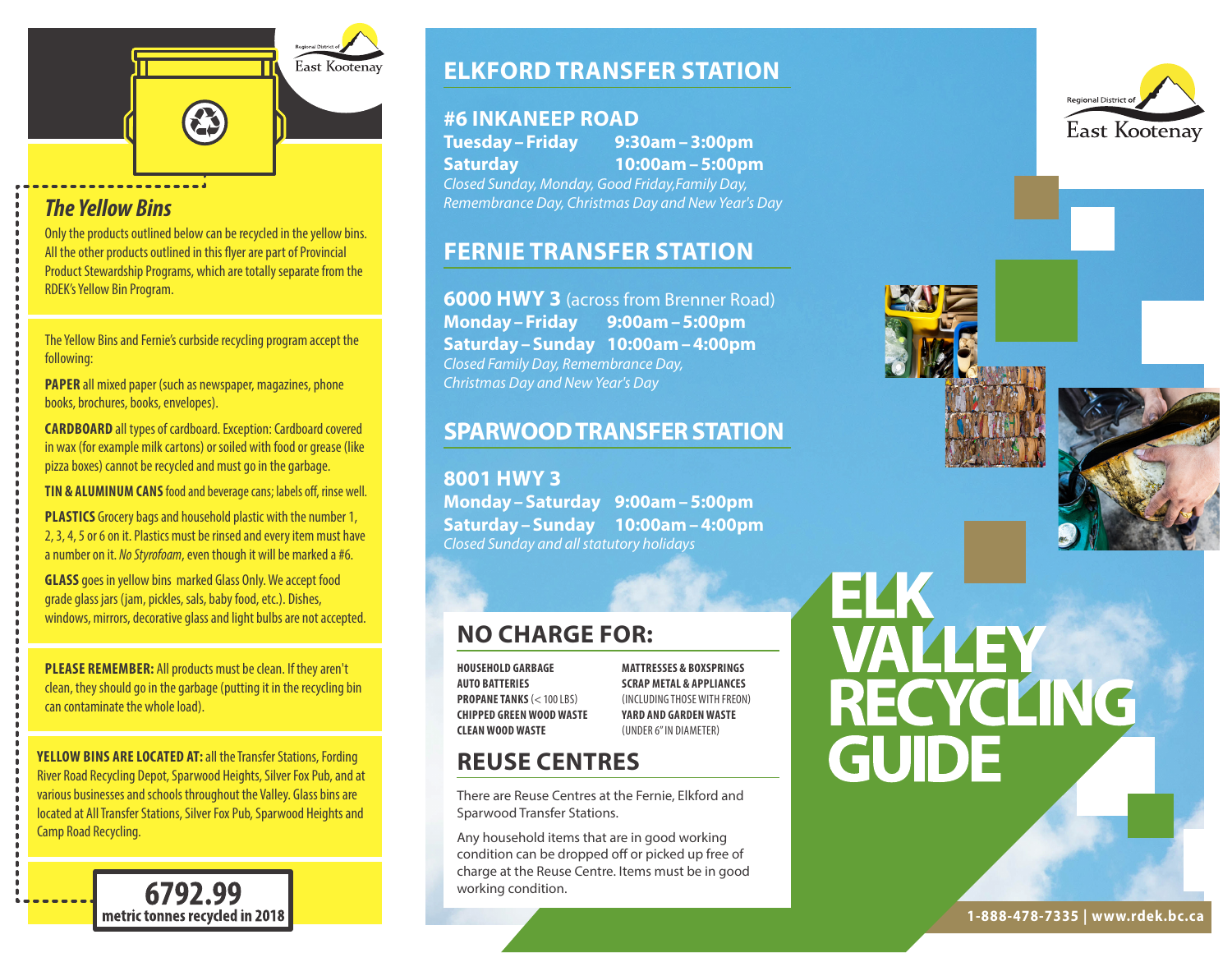# The Yellow Bins

Only the products outlined below can be recycled in the yellow bins. All the other products outlined in this flyer are part of Provincial Product Stewardship Programs, which are totally separate from the RDEK's Yellow Bin Program.

The Yellow Bins and Fernie's curbside recycling program accept the following:

**PAPER** all mixed paper (such as newspaper, magazines, phone books, brochures, books, envelopes).

**CARDBOARD** all types of cardboard. Exception: Cardboard covered in wax (for example milk cartons) or soiled with food or grease (like pizza boxes) cannot be recycled and must go in the garbage.

**TIN & ALUMINUM CANS** food and beverage cans; labels off, rinse well.

**PLASTICS** Grocery bags and household plastic with the number 1, 2, 3, 4, 5 or 6 on it. Plastics must be rinsed and every item must have a number on it. *No Styrofoam*, even though it will be marked a #6.

**GLASS** goes in yellow bins marked Glass Only. We accept food grade glass jars (jam, pickles, sals, baby food, etc.). Dishes, windows, mirrors, decorative glass and light bulbs are not accepted.

**PLEASE REMEMBER:** All products must be clean. If they aren't clean, they should go in the garbage (putting it in the recycling bin can contaminate the whole load).

**YELLOW BINS ARE LOCATED AT:** all the Transfer Stations, Fording River Road Recycling Depot, Sparwood Heights, Silver Fox Pub, and at various businesses and schools throughout the Valley. Glass bins are located at All Transfer Stations, Silver Fox Pub, Sparwood Heights and Camp Road Recycling.

**6792.99**
**metric tonnes recycled in 2018**

## ELKFORD TRANSFER STATION

### #6 INKANEEP ROAD

**Tuesday – Friday** 9:30am – 3:00pm
**Saturday** 10:00am – 5:00pm

*Closed Sunday, Monday, Good Friday, Family Day, Remembrance Day, Christmas Day and New Year's Day*

## FERNIE TRANSFER STATION

**6000 HWY 3** (across from Brenner Road)

**Monday – Friday** 9:00am – 5:00pm
**Saturday – Sunday** 10:00am – 4:00pm

*Closed Family Day, Remembrance Day, Christmas Day and New Year's Day*

## SPARWOOD TRANSFER STATION

**8001 HWY 3**

**Monday – Saturday** 9:00am – 5:00pm
**Saturday – Sunday** 10:00am – 4:00pm

*Closed Sunday and all statutory holidays*

## NO CHARGE FOR:

- **HOUSEHOLD GARBAGE**
- **AUTO BATTERIES**
- **PROPANE TANKS** (< 100 LBS)
- **CHIPPED GREEN WOOD WASTE**
- **CLEAN WOOD WASTE**
- **MATTRESSES & BOXSPRINGS**
- **SCRAP METAL & APPLIANCES** (INCLUDING THOSE WITH FREON)
- **YARD AND GARDEN WASTE** (UNDER 6" IN DIAMETER)

## REUSE CENTRES

There are Reuse Centres at the Fernie, Elkford and Sparwood Transfer Stations.

Any household items that are in good working condition can be dropped off or picked up free of charge at the Reuse Centre. Items must be in good working condition.

Regional District of East Kootenay

# ELK VALLEY RECYCLING GUIDE

1-888-478-7335 | www.rdek.bc.ca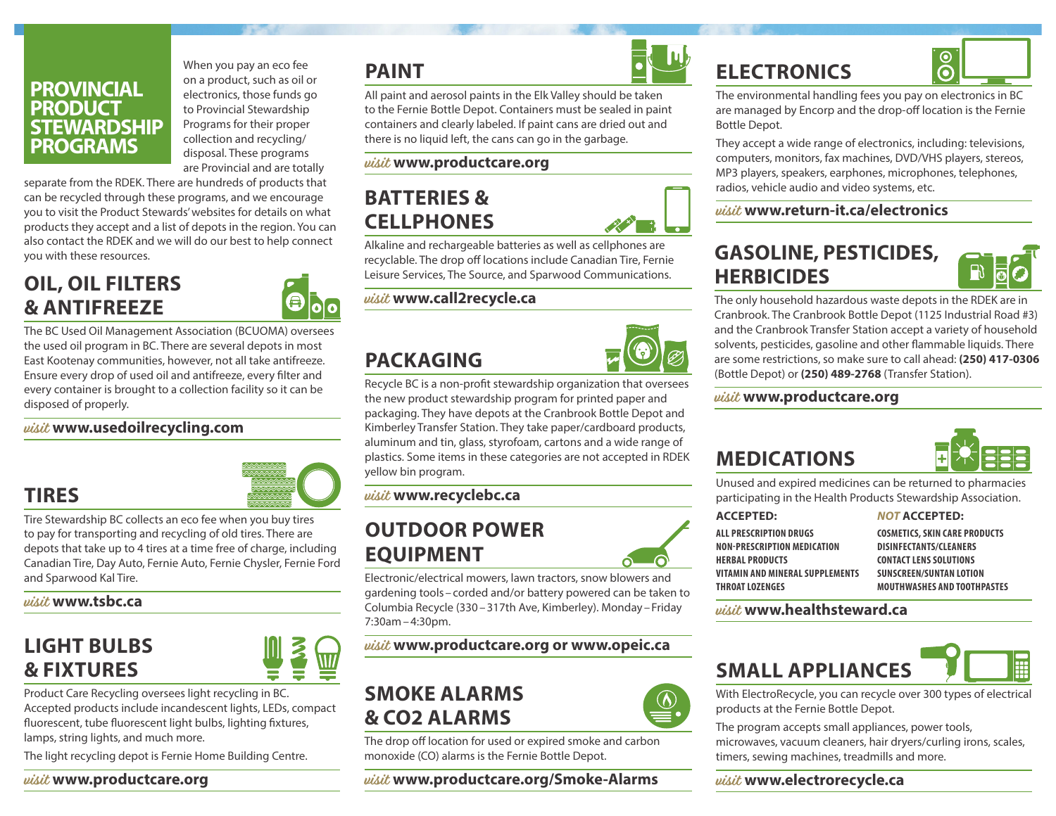## PROVINCIAL PRODUCT STEWARDSHIP PROGRAMS

When you pay an eco fee on a product, such as oil or electronics, those funds go to Provincial Stewardship Programs for their proper collection and recycling/disposal. These programs are Provincial and are totally separate from the RDEK. There are hundreds of products that can be recycled through these programs, and we encourage you to visit the Product Stewards' websites for details on what products they accept and a list of depots in the region. You can also contact the RDEK and we will do our best to help connect you with these resources.

## OIL, OIL FILTERS & ANTIFREEZE

The BC Used Oil Management Association (BCUOMA) oversees the used oil program in BC. There are several depots in most East Kootenay communities, however, not all take antifreeze. Ensure every drop of used oil and antifreeze, every filter and every container is brought to a collection facility so it can be disposed of properly.

*visit* **www.usedoilrecycling.com**

## TIRES

Tire Stewardship BC collects an eco fee when you buy tires to pay for transporting and recycling of old tires. There are depots that take up to 4 tires at a time free of charge, including Canadian Tire, Day Auto, Fernie Auto, Fernie Chysler, Fernie Ford and Sparwood Kal Tire.

*visit* **www.tsbc.ca**

## LIGHT BULBS & FIXTURES

Product Care Recycling oversees light recycling in BC. Accepted products include incandescent lights, LEDs, compact fluorescent, tube fluorescent light bulbs, lighting fixtures, lamps, string lights, and much more.

The light recycling depot is Fernie Home Building Centre.

*visit* **www.productcare.org**

## PAINT

All paint and aerosol paints in the Elk Valley should be taken to the Fernie Bottle Depot. Containers must be sealed in paint containers and clearly labeled. If paint cans are dried out and there is no liquid left, the cans can go in the garbage.

*visit* **www.productcare.org**

## BATTERIES & CELLPHONES

Alkaline and rechargeable batteries as well as cellphones are recyclable. The drop off locations include Canadian Tire, Fernie Leisure Services, The Source, and Sparwood Communications.

*visit* **www.call2recycle.ca**

## PACKAGING

Recycle BC is a non-profit stewardship organization that oversees the new product stewardship program for printed paper and packaging. They have depots at the Cranbrook Bottle Depot and Kimberley Transfer Station. They take paper/cardboard products, aluminum and tin, glass, styrofoam, cartons and a wide range of plastics. Some items in these categories are not accepted in RDEK yellow bin program.

*visit* **www.recyclebc.ca**

## OUTDOOR POWER EQUIPMENT

Electronic/electrical mowers, lawn tractors, snow blowers and gardening tools – corded and/or battery powered can be taken to Columbia Recycle (330 – 317th Ave, Kimberley). Monday – Friday 7:30am – 4:30pm.

*visit* **www.productcare.org or www.opeic.ca**

## SMOKE ALARMS & CO2 ALARMS

The drop off location for used or expired smoke and carbon monoxide (CO) alarms is the Fernie Bottle Depot.

*visit* **www.productcare.org/Smoke-Alarms**

## ELECTRONICS

The environmental handling fees you pay on electronics in BC are managed by Encorp and the drop-off location is the Fernie Bottle Depot.

They accept a wide range of electronics, including: televisions, computers, monitors, fax machines, DVD/VHS players, stereos, MP3 players, speakers, earphones, microphones, telephones, radios, vehicle audio and video systems, etc.

*visit* **www.return-it.ca/electronics**

## GASOLINE, PESTICIDES, HERBICIDES

The only household hazardous waste depots in the RDEK are in Cranbrook. The Cranbrook Bottle Depot (1125 Industrial Road #3) and the Cranbrook Transfer Station accept a variety of household solvents, pesticides, gasoline and other flammable liquids. There are some restrictions, so make sure to call ahead: **(250) 417-0306** (Bottle Depot) or **(250) 489-2768** (Transfer Station).

*visit* **www.productcare.org**

## MEDICATIONS

Unused and expired medicines can be returned to pharmacies participating in the Health Products Stewardship Association.

| ACCEPTED: | *NOT* ACCEPTED: |
|---|---|
| ALL PRESCRIPTION DRUGS | COSMETICS, SKIN CARE PRODUCTS |
| NON-PRESCRIPTION MEDICATION | DISINFECTANTS/CLEANERS |
| HERBAL PRODUCTS | CONTACT LENS SOLUTIONS |
| VITAMIN AND MINERAL SUPPLEMENTS | SUNSCREEN/SUNTAN LOTION |
| THROAT LOZENGES | MOUTHWASHES AND TOOTHPASTES |

*visit* **www.healthsteward.ca**

## SMALL APPLIANCES

With ElectroRecycle, you can recycle over 300 types of electrical products at the Fernie Bottle Depot.

The program accepts small appliances, power tools, microwaves, vacuum cleaners, hair dryers/curling irons, scales, timers, sewing machines, treadmills and more.

*visit* **www.electrorecycle.ca**